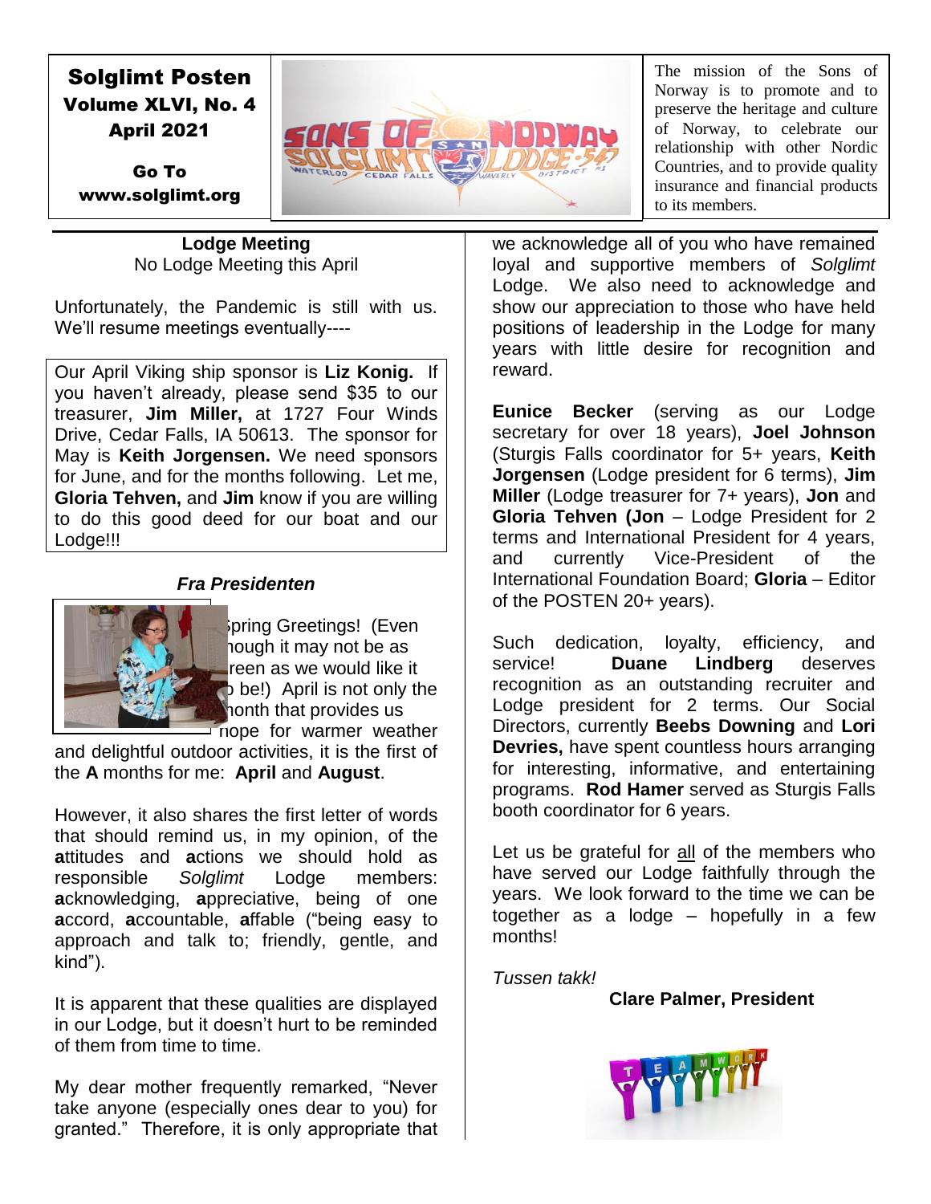# Solglimt Posten

**Volume XLVI, No. 4**

**April 2021**

**Go To www.solglimt.org**

The mission of the Sons of Norway is to promote and to preserve the heritage and culture of Norway, to celebrate our relationship with other Nordic Countries, and to provide quality insurance and financial products to its members.

## Lodge Meeting

No Lodge Meeting this April

Unfortunately, the Pandemic is still with us. We'll resume meetings eventually----

Our April Viking ship sponsor is **Liz Konig.** If you haven't already, please send $35 to our treasurer, **Jim Miller,** at 1727 Four Winds Drive, Cedar Falls, IA 50613. The sponsor for May is **Keith Jorgensen.** We need sponsors for June, and for the months following. Let me, **Gloria Tehven,** and **Jim** know if you are willing to do this good deed for our boat and our Lodge!!!

## *Fra Presidenten*

Spring Greetings! (Even though it may not be as green as we would like it to be!) April is not only the month that provides us hope for warmer weather and delightful outdoor activities, it is the first of the **A** months for me: **April** and **August**.

However, it also shares the first letter of words that should remind us, in my opinion, of the **a**ttitudes and **a**ctions we should hold as responsible *Solglimt* Lodge members: **a**cknowledging, **a**ppreciative, being of one **a**ccord, **a**ccountable, **a**ffable ("being easy to approach and talk to; friendly, gentle, and kind").

It is apparent that these qualities are displayed in our Lodge, but it doesn't hurt to be reminded of them from time to time.

My dear mother frequently remarked, "Never take anyone (especially ones dear to you) for granted." Therefore, it is only appropriate that we acknowledge all of you who have remained loyal and supportive members of *Solglimt* Lodge. We also need to acknowledge and show our appreciation to those who have held positions of leadership in the Lodge for many years with little desire for recognition and reward.

**Eunice Becker** (serving as our Lodge secretary for over 18 years), **Joel Johnson** (Sturgis Falls coordinator for 5+ years, **Keith Jorgensen** (Lodge president for 6 terms), **Jim Miller** (Lodge treasurer for 7+ years), **Jon** and **Gloria Tehven (Jon** – Lodge President for 2 terms and International President for 4 years, and currently Vice-President of the International Foundation Board; **Gloria** – Editor of the POSTEN 20+ years).

Such dedication, loyalty, efficiency, and service! **Duane Lindberg** deserves recognition as an outstanding recruiter and Lodge president for 2 terms. Our Social Directors, currently **Beebs Downing** and **Lori Devries,** have spent countless hours arranging for interesting, informative, and entertaining programs. **Rod Hamer** served as Sturgis Falls booth coordinator for 6 years.

Let us be grateful for all of the members who have served our Lodge faithfully through the years. We look forward to the time we can be together as a lodge – hopefully in a few months!

*Tussen takk!*

**Clare Palmer, President**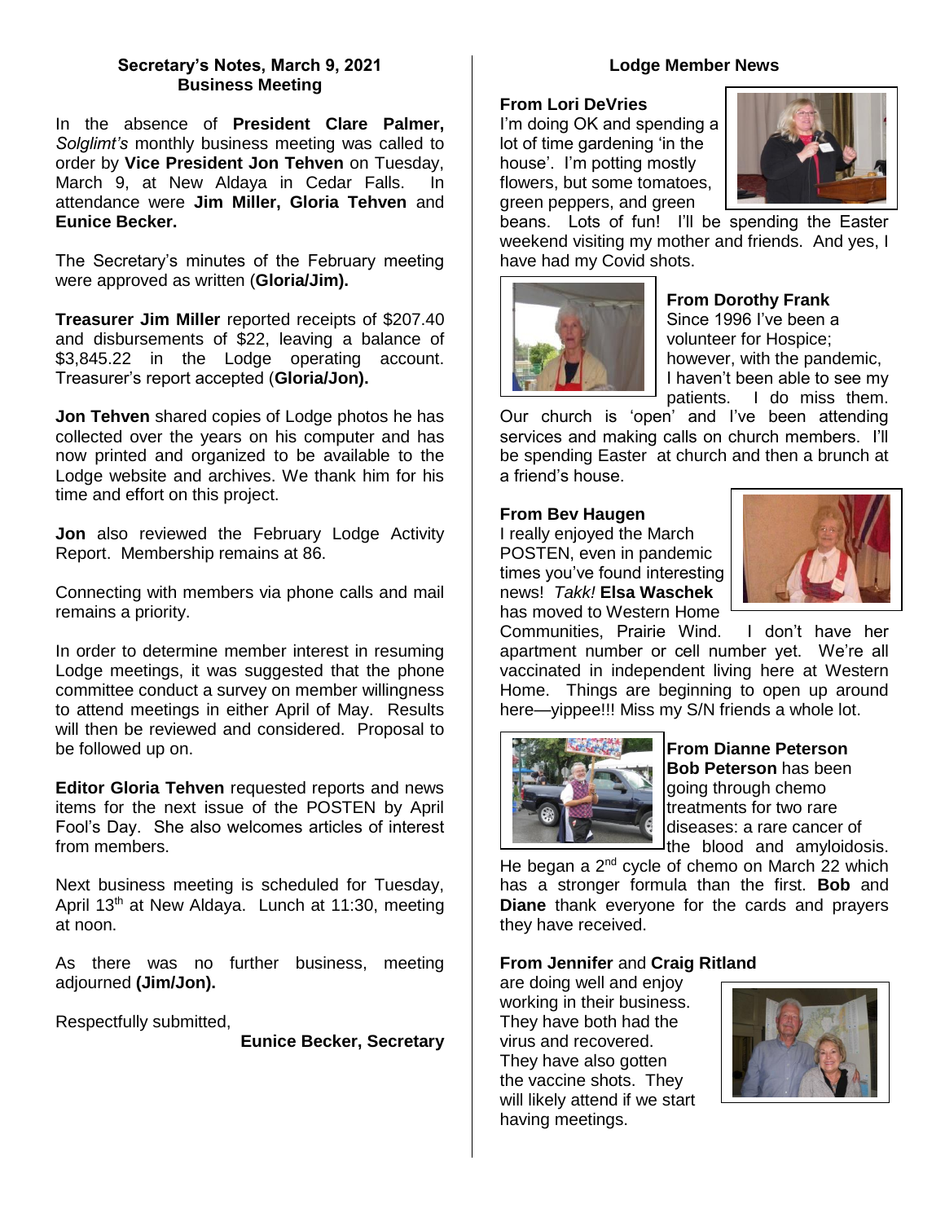## Secretary's Notes, March 9, 2021
## Business Meeting

In the absence of **President Clare Palmer,** *Solglimt's* monthly business meeting was called to order by **Vice President Jon Tehven** on Tuesday, March 9, at New Aldaya in Cedar Falls. In attendance were **Jim Miller, Gloria Tehven** and **Eunice Becker.**

The Secretary's minutes of the February meeting were approved as written (**Gloria/Jim).**

**Treasurer Jim Miller** reported receipts of $207.40 and disbursements of $22, leaving a balance of $3,845.22 in the Lodge operating account. Treasurer's report accepted (**Gloria/Jon).**

**Jon Tehven** shared copies of Lodge photos he has collected over the years on his computer and has now printed and organized to be available to the Lodge website and archives. We thank him for his time and effort on this project.

**Jon** also reviewed the February Lodge Activity Report. Membership remains at 86.

Connecting with members via phone calls and mail remains a priority.

In order to determine member interest in resuming Lodge meetings, it was suggested that the phone committee conduct a survey on member willingness to attend meetings in either April of May. Results will then be reviewed and considered. Proposal to be followed up on.

**Editor Gloria Tehven** requested reports and news items for the next issue of the POSTEN by April Fool's Day. She also welcomes articles of interest from members.

Next business meeting is scheduled for Tuesday, April 13th at New Aldaya. Lunch at 11:30, meeting at noon.

As there was no further business, meeting adjourned **(Jim/Jon).**

Respectfully submitted,

**Eunice Becker, Secretary**

## Lodge Member News

**From Lori DeVries**

I'm doing OK and spending a lot of time gardening 'in the house'. I'm potting mostly flowers, but some tomatoes, green peppers, and green beans. Lots of fun! I'll be spending the Easter weekend visiting my mother and friends. And yes, I have had my Covid shots.

**From Dorothy Frank**

Since 1996 I've been a volunteer for Hospice; however, with the pandemic, I haven't been able to see my patients. I do miss them. Our church is 'open' and I've been attending services and making calls on church members. I'll be spending Easter at church and then a brunch at a friend's house.

**From Bev Haugen**

I really enjoyed the March POSTEN, even in pandemic times you've found interesting news! *Takk!* **Elsa Waschek** has moved to Western Home Communities, Prairie Wind. I don't have her apartment number or cell number yet. We're all vaccinated in independent living here at Western Home. Things are beginning to open up around here—yippee!!! Miss my S/N friends a whole lot.

**From Dianne Peterson**

**Bob Peterson** has been going through chemo treatments for two rare diseases: a rare cancer of the blood and amyloidosis. He began a 2nd cycle of chemo on March 22 which has a stronger formula than the first. **Bob** and **Diane** thank everyone for the cards and prayers they have received.

**From Jennifer** and **Craig Ritland**

are doing well and enjoy working in their business. They have both had the virus and recovered. They have also gotten the vaccine shots. They will likely attend if we start having meetings.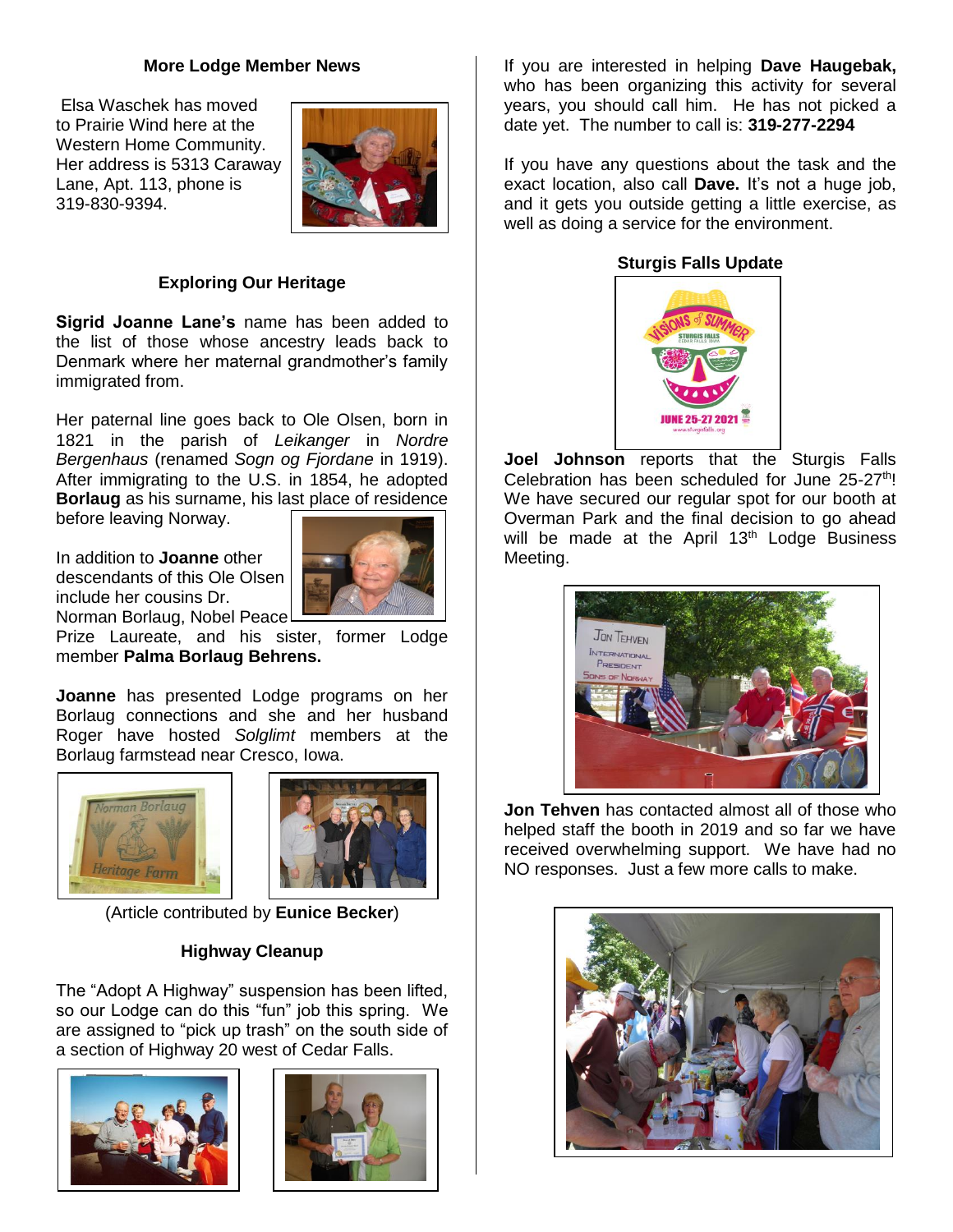### More Lodge Member News

Elsa Waschek has moved to Prairie Wind here at the Western Home Community. Her address is 5313 Caraway Lane, Apt. 113, phone is 319-830-9394.

### Exploring Our Heritage

**Sigrid Joanne Lane's** name has been added to the list of those whose ancestry leads back to Denmark where her maternal grandmother's family immigrated from.

Her paternal line goes back to Ole Olsen, born in 1821 in the parish of *Leikanger* in *Nordre Bergenhaus* (renamed *Sogn og Fjordane* in 1919). After immigrating to the U.S. in 1854, he adopted **Borlaug** as his surname, his last place of residence before leaving Norway.

In addition to **Joanne** other descendants of this Ole Olsen include her cousins Dr. Norman Borlaug, Nobel Peace Prize Laureate, and his sister, former Lodge member **Palma Borlaug Behrens.**

**Joanne** has presented Lodge programs on her Borlaug connections and she and her husband Roger have hosted *Solglimt* members at the Borlaug farmstead near Cresco, Iowa.

(Article contributed by **Eunice Becker**)

### Highway Cleanup

The "Adopt A Highway" suspension has been lifted, so our Lodge can do this "fun" job this spring. We are assigned to "pick up trash" on the south side of a section of Highway 20 west of Cedar Falls.

If you are interested in helping **Dave Haugebak,** who has been organizing this activity for several years, you should call him. He has not picked a date yet. The number to call is: **319-277-2294**

If you have any questions about the task and the exact location, also call **Dave.** It's not a huge job, and it gets you outside getting a little exercise, as well as doing a service for the environment.

### Sturgis Falls Update

**Joel Johnson** reports that the Sturgis Falls Celebration has been scheduled for June 25-27th! We have secured our regular spot for our booth at Overman Park and the final decision to go ahead will be made at the April 13th Lodge Business Meeting.

**Jon Tehven** has contacted almost all of those who helped staff the booth in 2019 and so far we have received overwhelming support. We have had no NO responses. Just a few more calls to make.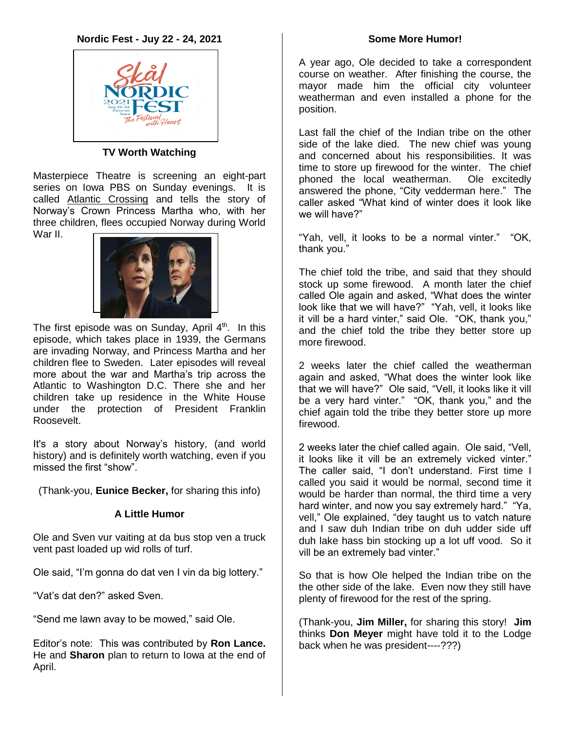## Nordic Fest - Juy 22 - 24, 2021

### TV Worth Watching

Masterpiece Theatre is screening an eight-part series on Iowa PBS on Sunday evenings. It is called Atlantic Crossing and tells the story of Norway's Crown Princess Martha who, with her three children, flees occupied Norway during World War II.

The first episode was on Sunday, April 4th. In this episode, which takes place in 1939, the Germans are invading Norway, and Princess Martha and her children flee to Sweden. Later episodes will reveal more about the war and Martha's trip across the Atlantic to Washington D.C. There she and her children take up residence in the White House under the protection of President Franklin Roosevelt.

It's a story about Norway's history, (and world history) and is definitely worth watching, even if you missed the first "show".

(Thank-you, **Eunice Becker,** for sharing this info)

### A Little Humor

Ole and Sven vur vaiting at da bus stop ven a truck vent past loaded up wid rolls of turf.

Ole said, "I'm gonna do dat ven I vin da big lottery."

"Vat's dat den?" asked Sven.

"Send me lawn avay to be mowed," said Ole.

Editor's note: This was contributed by **Ron Lance.** He and **Sharon** plan to return to Iowa at the end of April.

### Some More Humor!

A year ago, Ole decided to take a correspondent course on weather. After finishing the course, the mayor made him the official city volunteer weatherman and even installed a phone for the position.

Last fall the chief of the Indian tribe on the other side of the lake died. The new chief was young and concerned about his responsibilities. It was time to store up firewood for the winter. The chief phoned the local weatherman. Ole excitedly answered the phone, "City vedderman here." The caller asked "What kind of winter does it look like we will have?"

"Yah, vell, it looks to be a normal vinter." "OK, thank you."

The chief told the tribe, and said that they should stock up some firewood. A month later the chief called Ole again and asked, "What does the winter look like that we will have?" "Yah, vell, it looks like it vill be a hard vinter," said Ole. "OK, thank you," and the chief told the tribe they better store up more firewood.

2 weeks later the chief called the weatherman again and asked, "What does the winter look like that we will have?" Ole said, "Vell, it looks like it vill be a very hard vinter." "OK, thank you," and the chief again told the tribe they better store up more firewood.

2 weeks later the chief called again. Ole said, "Vell, it looks like it vill be an extremely vicked vinter." The caller said, "I don't understand. First time I called you said it would be normal, second time it would be harder than normal, the third time a very hard winter, and now you say extremely hard." "Ya, vell," Ole explained, "dey taught us to vatch nature and I saw duh Indian tribe on duh udder side uff duh lake hass bin stocking up a lot uff vood. So it vill be an extremely bad vinter."

So that is how Ole helped the Indian tribe on the the other side of the lake. Even now they still have plenty of firewood for the rest of the spring.

(Thank-you, **Jim Miller,** for sharing this story! **Jim** thinks **Don Meyer** might have told it to the Lodge back when he was president----???)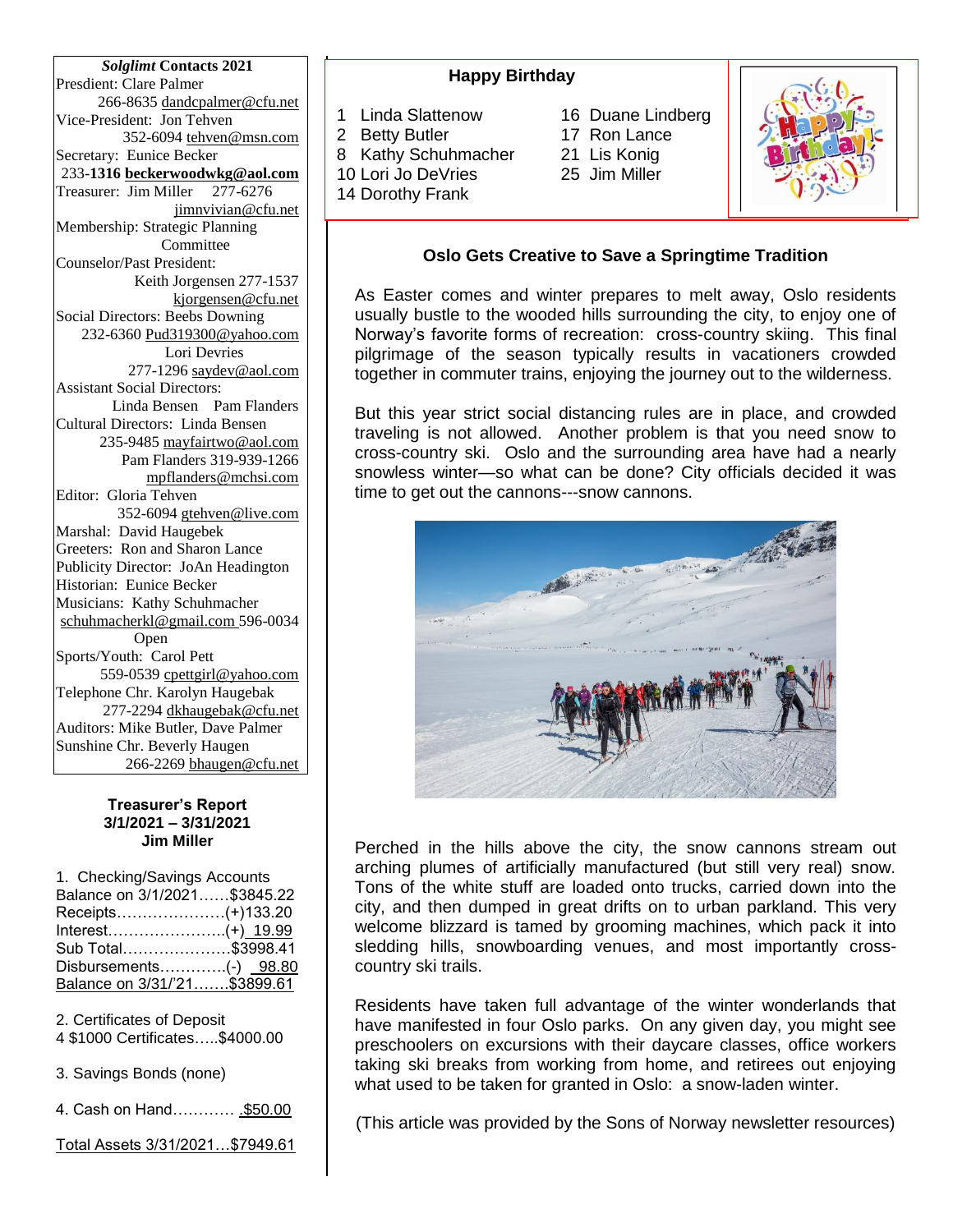***Solglimt* Contacts 2021**

Presdient: Clare Palmer
266-8635 dandcpalmer@cfu.net
Vice-President: Jon Tehven
352-6094 tehven@msn.com
Secretary: Eunice Becker
233-**1316** **beckerwoodwkg@aol.com**
Treasurer: Jim Miller 277-6276
jimnvivian@cfu.net
Membership: Strategic Planning Committee
Counselor/Past President:
Keith Jorgensen 277-1537
kjorgensen@cfu.net
Social Directors: Beebs Downing
232-6360 Pud319300@yahoo.com
Lori Devries
277-1296 saydev@aol.com
Assistant Social Directors:
Linda Bensen Pam Flanders
Cultural Directors: Linda Bensen
235-9485 mayfairtwo@aol.com
Pam Flanders 319-939-1266
mpflanders@mchsi.com
Editor: Gloria Tehven
352-6094 gtehven@live.com
Marshal: David Haugebek
Greeters: Ron and Sharon Lance
Publicity Director: JoAn Headington
Historian: Eunice Becker
Musicians: Kathy Schuhmacher
schuhmacherkl@gmail.com 596-0034
Open
Sports/Youth: Carol Pett
559-0539 cpettgirl@yahoo.com
Telephone Chr. Karolyn Haugebak
277-2294 dkhaugebak@cfu.net
Auditors: Mike Butler, Dave Palmer
Sunshine Chr. Beverly Haugen
266-2269 bhaugen@cfu.net

**Treasurer's Report**
**3/1/2021 – 3/31/2021**
**Jim Miller**

1. Checking/Savings Accounts
Balance on 3/1/2021……$3845.22
Receipts…………………(+)133.20
Interest……………………(+) 19.99
Sub Total…………………$3998.41
Disbursements…………(-) 98.80
Balance on 3/31/'21…….$3899.61

2. Certificates of Deposit
4 $1000 Certificates…..$4000.00

3. Savings Bonds (none)

4. Cash on Hand………… .$50.00

Total Assets 3/31/2021…$7949.61

## Happy Birthday

1 Linda Slattenow
2 Betty Butler
8 Kathy Schuhmacher
10 Lori Jo DeVries
14 Dorothy Frank
16 Duane Lindberg
17 Ron Lance
21 Lis Konig
25 Jim Miller

## Oslo Gets Creative to Save a Springtime Tradition

As Easter comes and winter prepares to melt away, Oslo residents usually bustle to the wooded hills surrounding the city, to enjoy one of Norway's favorite forms of recreation: cross-country skiing. This final pilgrimage of the season typically results in vacationers crowded together in commuter trains, enjoying the journey out to the wilderness.

But this year strict social distancing rules are in place, and crowded traveling is not allowed. Another problem is that you need snow to cross-country ski. Oslo and the surrounding area have had a nearly snowless winter—so what can be done? City officials decided it was time to get out the cannons---snow cannons.

Perched in the hills above the city, the snow cannons stream out arching plumes of artificially manufactured (but still very real) snow. Tons of the white stuff are loaded onto trucks, carried down into the city, and then dumped in great drifts on to urban parkland. This very welcome blizzard is tamed by grooming machines, which pack it into sledding hills, snowboarding venues, and most importantly cross-country ski trails.

Residents have taken full advantage of the winter wonderlands that have manifested in four Oslo parks. On any given day, you might see preschoolers on excursions with their daycare classes, office workers taking ski breaks from working from home, and retirees out enjoying what used to be taken for granted in Oslo: a snow-laden winter.

(This article was provided by the Sons of Norway newsletter resources)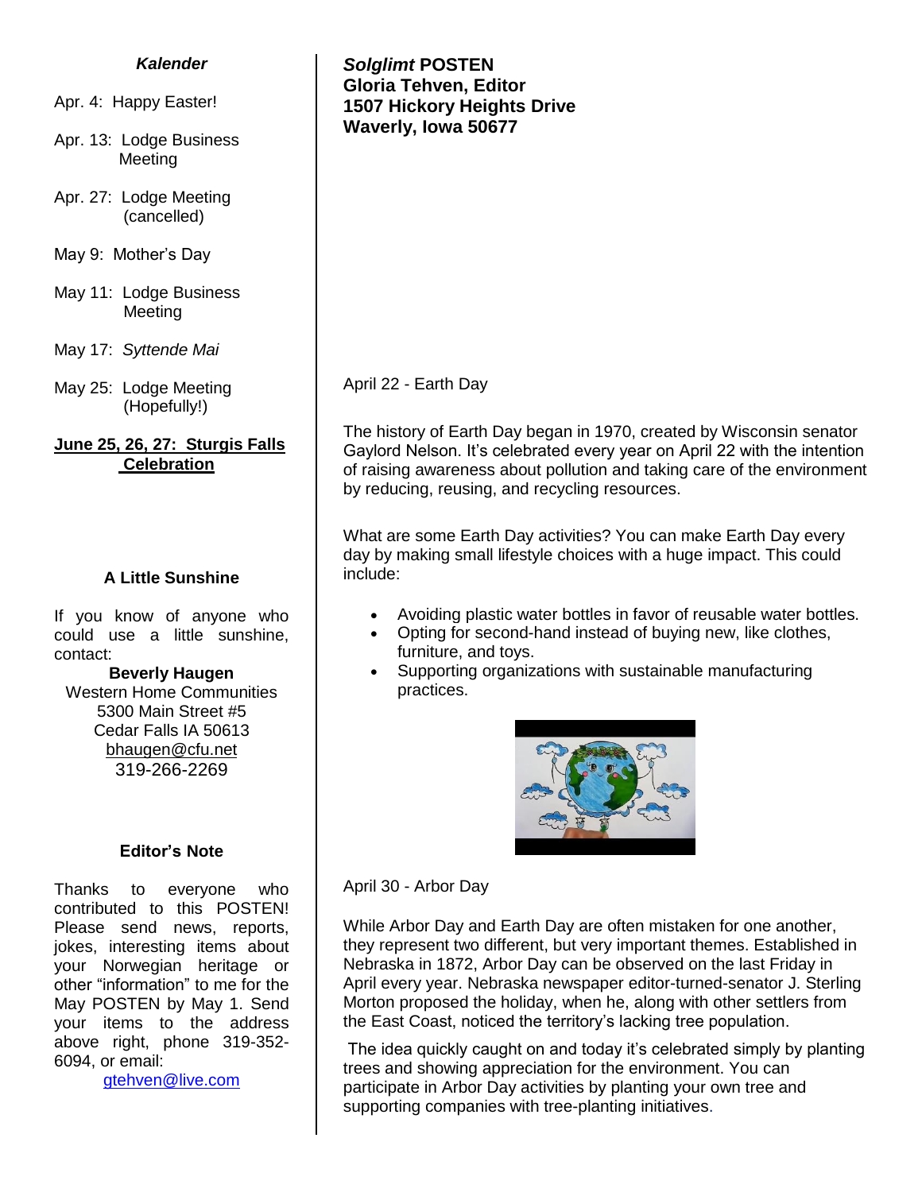### *Kalender*

Apr. 4: Happy Easter!

Apr. 13: Lodge Business Meeting

Apr. 27: Lodge Meeting (cancelled)

May 9: Mother's Day

May 11: Lodge Business Meeting

May 17: *Syttende Mai*

May 25: Lodge Meeting (Hopefully!)

**June 25, 26, 27: Sturgis Falls Celebration**

### A Little Sunshine

If you know of anyone who could use a little sunshine, contact:

**Beverly Haugen**
Western Home Communities
5300 Main Street #5
Cedar Falls IA 50613
bhaugen@cfu.net
319-266-2269

### Editor's Note

Thanks to everyone who contributed to this POSTEN! Please send news, reports, jokes, interesting items about your Norwegian heritage or other "information" to me for the May POSTEN by May 1. Send your items to the address above right, phone 319-352-6094, or email:

gtehven@live.com

**_Solglimt_ POSTEN**
**Gloria Tehven, Editor**
**1507 Hickory Heights Drive**
**Waverly, Iowa 50677**

April 22 - Earth Day

The history of Earth Day began in 1970, created by Wisconsin senator Gaylord Nelson. It's celebrated every year on April 22 with the intention of raising awareness about pollution and taking care of the environment by reducing, reusing, and recycling resources.

What are some Earth Day activities? You can make Earth Day every day by making small lifestyle choices with a huge impact. This could include:

- Avoiding plastic water bottles in favor of reusable water bottles.
- Opting for second-hand instead of buying new, like clothes, furniture, and toys.
- Supporting organizations with sustainable manufacturing practices.

April 30 - Arbor Day

While Arbor Day and Earth Day are often mistaken for one another, they represent two different, but very important themes. Established in Nebraska in 1872, Arbor Day can be observed on the last Friday in April every year. Nebraska newspaper editor-turned-senator J. Sterling Morton proposed the holiday, when he, along with other settlers from the East Coast, noticed the territory's lacking tree population.

The idea quickly caught on and today it's celebrated simply by planting trees and showing appreciation for the environment. You can participate in Arbor Day activities by planting your own tree and supporting companies with tree-planting initiatives.